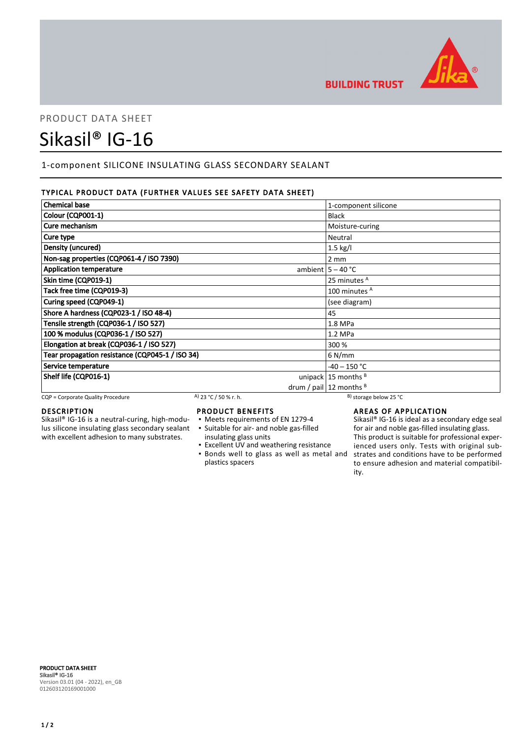PRODUCT DATA SHEET

# Sikasil® IG-16

1-component SILICONE INSULATING GLASS SECONDARY SEALANT

## TYPICAL PRODUCT DATA (FURTHER VALUES SEE SAFETY DATA SHEET)

| Property | | Value |
|---|---|---|
| **Chemical base** | | 1-component silicone |
| **Colour (CQP001-1)** | | Black |
| **Cure mechanism** | | Moisture-curing |
| **Cure type** | | Neutral |
| **Density (uncured)** | | 1.5 kg/l |
| **Non-sag properties (CQP061-4 / ISO 7390)** | | 2 mm |
| **Application temperature** | ambient | 5 – 40 °C |
| **Skin time (CQP019-1)** | | 25 minutes [A] |
| **Tack free time (CQP019-3)** | | 100 minutes [A] |
| **Curing speed (CQP049-1)** | | (see diagram) |
| **Shore A hardness (CQP023-1 / ISO 48-4)** | | 45 |
| **Tensile strength (CQP036-1 / ISO 527)** | | 1.8 MPa |
| **100 % modulus (CQP036-1 / ISO 527)** | | 1.2 MPa |
| **Elongation at break (CQP036-1 / ISO 527)** | | 300 % |
| **Tear propagation resistance (CQP045-1 / ISO 34)** | | 6 N/mm |
| **Service temperature** | | -40 – 150 °C |
| **Shelf life (CQP016-1)** | unipack | 15 months [B] |
| | drum / pail | 12 months [B] |

CQP = Corporate Quality Procedure   [A] 23 °C / 50 % r. h.   [B] storage below 25 °C

## DESCRIPTION

Sikasil® IG-16 is a neutral-curing, high-modulus silicone insulating glass secondary sealant with excellent adhesion to many substrates.

## PRODUCT BENEFITS

- Meets requirements of EN 1279-4
- Suitable for air- and noble gas-filled insulating glass units
- Excellent UV and weathering resistance
- Bonds well to glass as well as metal and plastics spacers

## AREAS OF APPLICATION

Sikasil® IG-16 is ideal as a secondary edge seal for air and noble gas-filled insulating glass.
This product is suitable for professional experienced users only. Tests with original substrates and conditions have to be performed to ensure adhesion and material compatibility.

**PRODUCT DATA SHEET**
**Sikasil® IG-16**
Version 03.01 (04 - 2022), en_GB
012603120169001000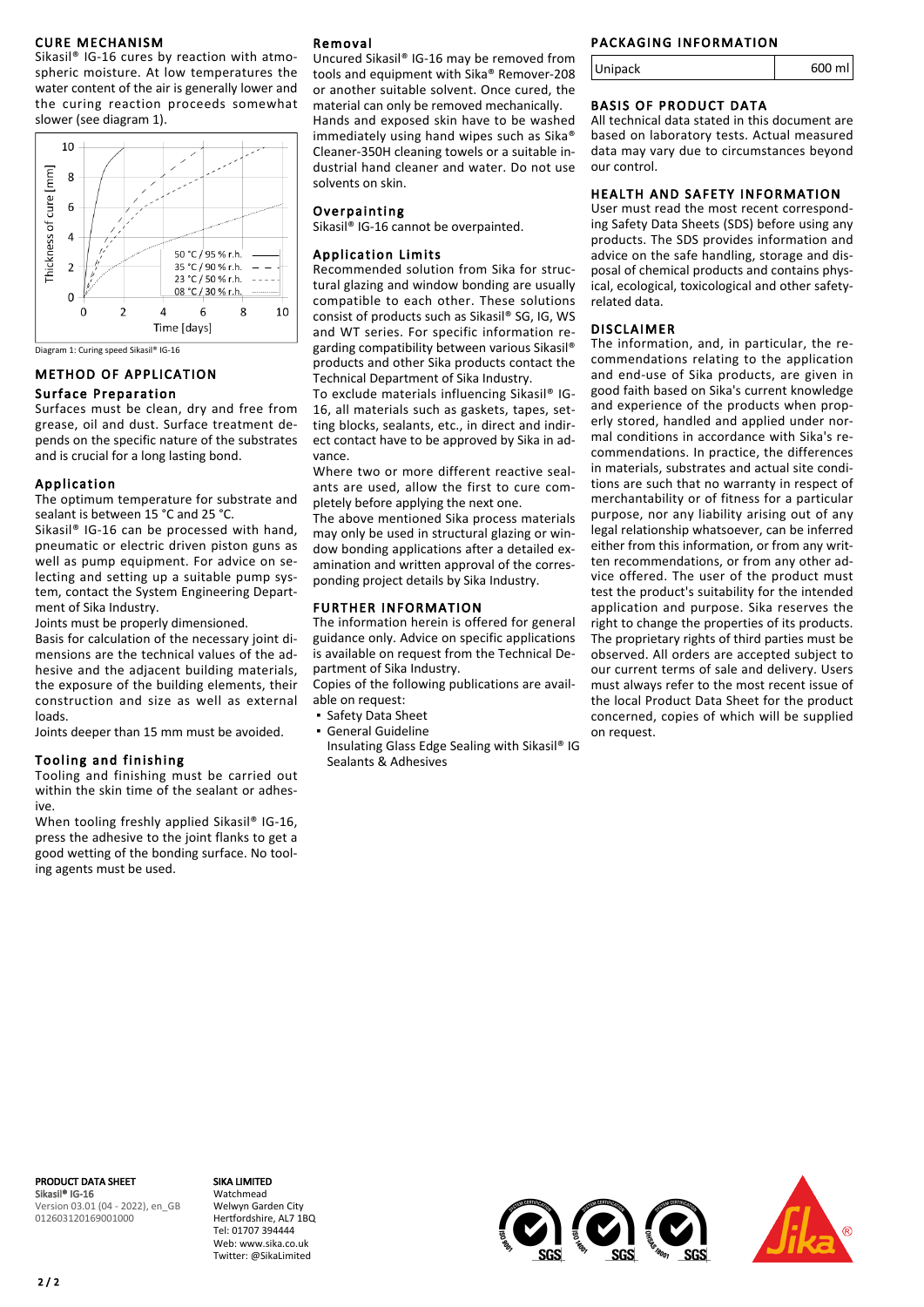## CURE MECHANISM

Sikasil® IG-16 cures by reaction with atmospheric moisture. At low temperatures the water content of the air is generally lower and the curing reaction proceeds somewhat slower (see diagram 1).

10
8
6
4
2
0
Thickness of cure [mm]
0 2 4 6 8 10
Time [days]
50 °C / 95 % r.h.
35 °C / 90 % r.h.
23 °C / 50 % r.h.
08 °C / 30 % r.h.

Diagram 1: Curing speed Sikasil® IG-16

## METHOD OF APPLICATION

### Surface Preparation

Surfaces must be clean, dry and free from grease, oil and dust. Surface treatment depends on the specific nature of the substrates and is crucial for a long lasting bond.

### Application

The optimum temperature for substrate and sealant is between 15 °C and 25 °C.

Sikasil® IG-16 can be processed with hand, pneumatic or electric driven piston guns as well as pump equipment. For advice on selecting and setting up a suitable pump system, contact the System Engineering Department of Sika Industry.

Joints must be properly dimensioned.

Basis for calculation of the necessary joint dimensions are the technical values of the adhesive and the adjacent building materials, the exposure of the building elements, their construction and size as well as external loads.

Joints deeper than 15 mm must be avoided.

### Tooling and finishing

Tooling and finishing must be carried out within the skin time of the sealant or adhesive.

When tooling freshly applied Sikasil® IG-16, press the adhesive to the joint flanks to get a good wetting of the bonding surface. No tooling agents must be used.

### Removal

Uncured Sikasil® IG-16 may be removed from tools and equipment with Sika® Remover-208 or another suitable solvent. Once cured, the material can only be removed mechanically.

Hands and exposed skin have to be washed immediately using hand wipes such as Sika® Cleaner-350H cleaning towels or a suitable industrial hand cleaner and water. Do not use solvents on skin.

### Overpainting

Sikasil® IG-16 cannot be overpainted.

### Application Limits

Recommended solution from Sika for structural glazing and window bonding are usually compatible to each other. These solutions consist of products such as Sikasil® SG, IG, WS and WT series. For specific information regarding compatibility between various Sikasil® products and other Sika products contact the Technical Department of Sika Industry.

To exclude materials influencing Sikasil® IG-16, all materials such as gaskets, tapes, setting blocks, sealants, etc., in direct and indirect contact have to be approved by Sika in advance.

Where two or more different reactive sealants are used, allow the first to cure completely before applying the next one.

The above mentioned Sika process materials may only be used in structural glazing or window bonding applications after a detailed examination and written approval of the corresponding project details by Sika Industry.

## FURTHER INFORMATION

The information herein is offered for general guidance only. Advice on specific applications is available on request from the Technical Department of Sika Industry.

Copies of the following publications are available on request:

- Safety Data Sheet
- General Guideline
  Insulating Glass Edge Sealing with Sikasil® IG Sealants & Adhesives

## PACKAGING INFORMATION

| | |
|---|---|
| Unipack | 600 ml |

## BASIS OF PRODUCT DATA

All technical data stated in this document are based on laboratory tests. Actual measured data may vary due to circumstances beyond our control.

## HEALTH AND SAFETY INFORMATION

User must read the most recent corresponding Safety Data Sheets (SDS) before using any products. The SDS provides information and advice on the safe handling, storage and disposal of chemical products and contains physical, ecological, toxicological and other safety-related data.

## DISCLAIMER

The information, and, in particular, the recommendations relating to the application and end-use of Sika products, are given in good faith based on Sika's current knowledge and experience of the products when properly stored, handled and applied under normal conditions in accordance with Sika's recommendations. In practice, the differences in materials, substrates and actual site conditions are such that no warranty in respect of merchantability or of fitness for a particular purpose, nor any liability arising out of any legal relationship whatsoever, can be inferred either from this information, or from any written recommendations, or from any other advice offered. The user of the product must test the product's suitability for the intended application and purpose. Sika reserves the right to change the properties of its products. The proprietary rights of third parties must be observed. All orders are accepted subject to our current terms of sale and delivery. Users must always refer to the most recent issue of the local Product Data Sheet for the product concerned, copies of which will be supplied on request.

**PRODUCT DATA SHEET**
**Sikasil® IG-16**
Version 03.01 (04 - 2022), en_GB
012603120169001000

**SIKA LIMITED**
Watchmead
Welwyn Garden City
Hertfordshire, AL7 1BQ
Tel: 01707 394444
Web: www.sika.co.uk
Twitter: @SikaLimited